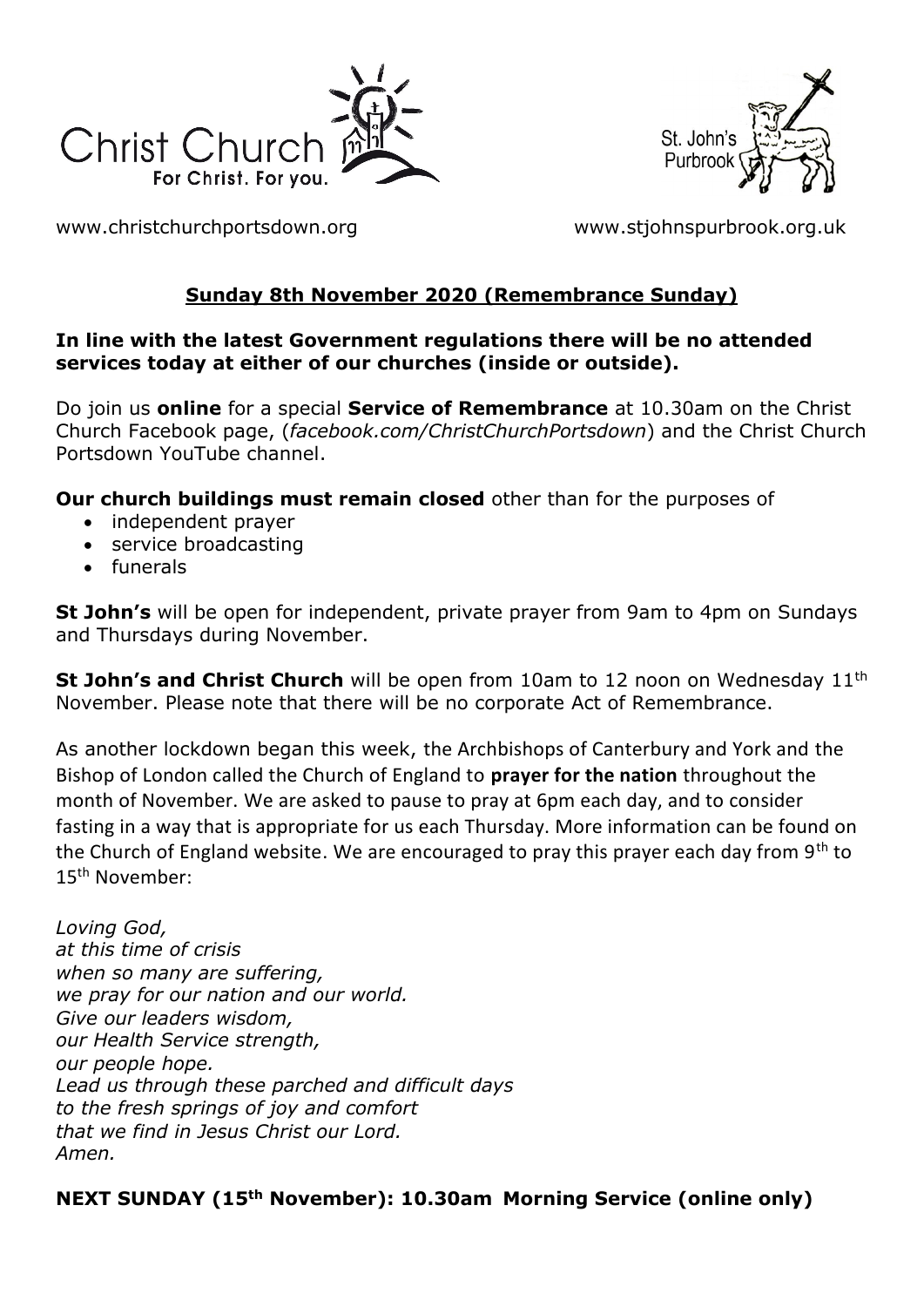Christ Church
For Christ. For you.

St. John's Purbrook

www.christchurchportsdown.org www.stjohnspurbrook.org.uk

## Sunday 8th November 2020 (Remembrance Sunday)

**In line with the latest Government regulations there will be no attended services today at either of our churches (inside or outside).**

Do join us **online** for a special **Service of Remembrance** at 10.30am on the Christ Church Facebook page, (*facebook.com/ChristChurchPortsdown*) and the Christ Church Portsdown YouTube channel.

**Our church buildings must remain closed** other than for the purposes of

- independent prayer
- service broadcasting
- funerals

**St John's** will be open for independent, private prayer from 9am to 4pm on Sundays and Thursdays during November.

**St John's and Christ Church** will be open from 10am to 12 noon on Wednesday 11th November. Please note that there will be no corporate Act of Remembrance.

As another lockdown began this week, the Archbishops of Canterbury and York and the Bishop of London called the Church of England to **prayer for the nation** throughout the month of November. We are asked to pause to pray at 6pm each day, and to consider fasting in a way that is appropriate for us each Thursday. More information can be found on the Church of England website. We are encouraged to pray this prayer each day from 9th to 15th November:

*Loving God,*
*at this time of crisis*
*when so many are suffering,*
*we pray for our nation and our world.*
*Give our leaders wisdom,*
*our Health Service strength,*
*our people hope.*
*Lead us through these parched and difficult days*
*to the fresh springs of joy and comfort*
*that we find in Jesus Christ our Lord.*
*Amen.*

**NEXT SUNDAY (15th November): 10.30am Morning Service (online only)**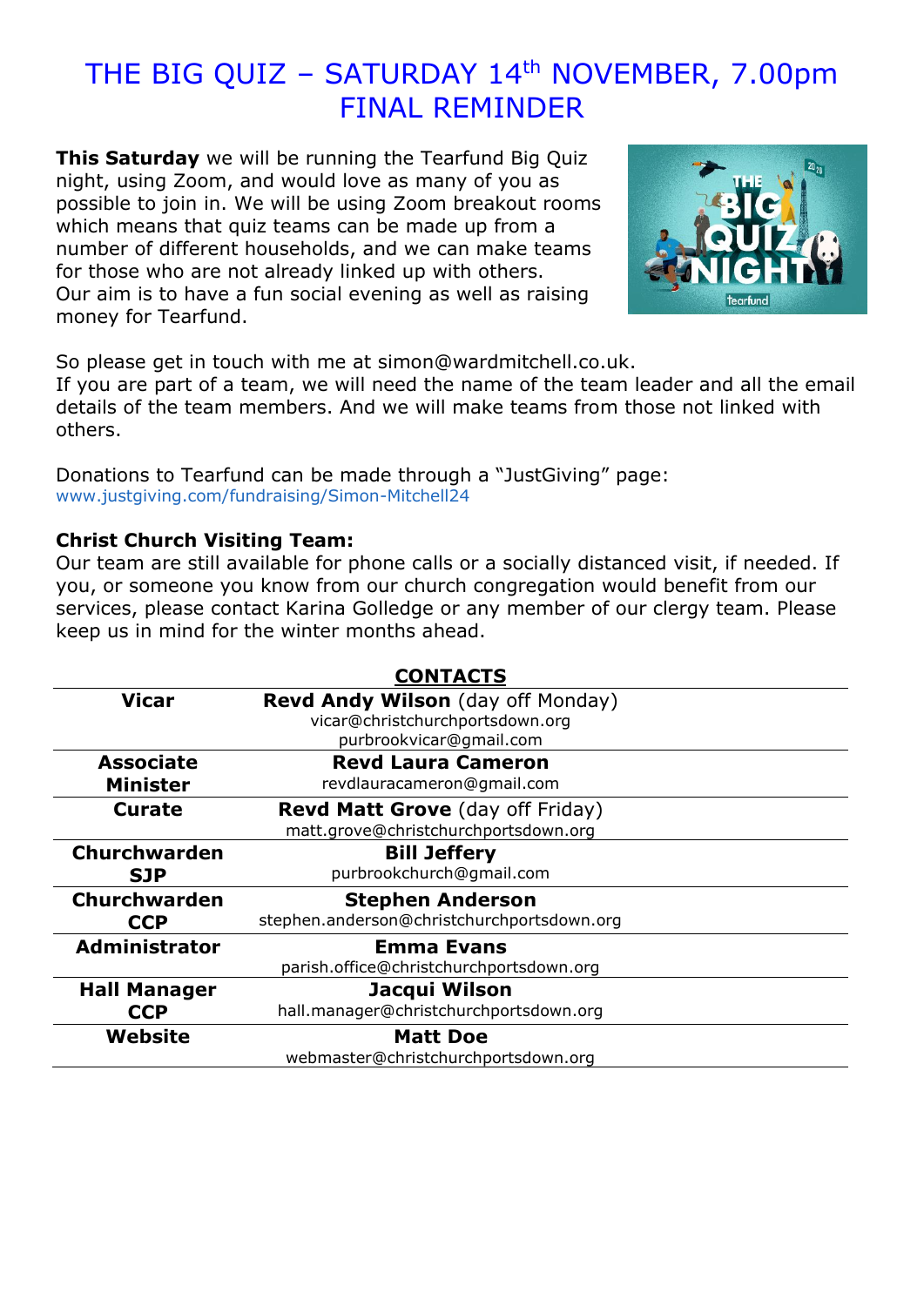# THE BIG QUIZ – SATURDAY 14th NOVEMBER, 7.00pm FINAL REMINDER

**This Saturday** we will be running the Tearfund Big Quiz night, using Zoom, and would love as many of you as possible to join in. We will be using Zoom breakout rooms which means that quiz teams can be made up from a number of different households, and we can make teams for those who are not already linked up with others. Our aim is to have a fun social evening as well as raising money for Tearfund.

So please get in touch with me at simon@wardmitchell.co.uk.
If you are part of a team, we will need the name of the team leader and all the email details of the team members. And we will make teams from those not linked with others.

Donations to Tearfund can be made through a "JustGiving" page:
www.justgiving.com/fundraising/Simon-Mitchell24

**Christ Church Visiting Team:**
Our team are still available for phone calls or a socially distanced visit, if needed. If you, or someone you know from our church congregation would benefit from our services, please contact Karina Golledge or any member of our clergy team. Please keep us in mind for the winter months ahead.

**CONTACTS**

| | |
|---|---|
| **Vicar** | **Revd Andy Wilson** (day off Monday)<br>vicar@christchurchportsdown.org<br>purbrookvicar@gmail.com |
| **Associate Minister** | **Revd Laura Cameron**<br>revdlauracameron@gmail.com |
| **Curate** | **Revd Matt Grove** (day off Friday)<br>matt.grove@christchurchportsdown.org |
| **Churchwarden SJP** | **Bill Jeffery**<br>purbrookchurch@gmail.com |
| **Churchwarden CCP** | **Stephen Anderson**<br>stephen.anderson@christchurchportsdown.org |
| **Administrator** | **Emma Evans**<br>parish.office@christchurchportsdown.org |
| **Hall Manager CCP** | **Jacqui Wilson**<br>hall.manager@christchurchportsdown.org |
| **Website** | **Matt Doe**<br>webmaster@christchurchportsdown.org |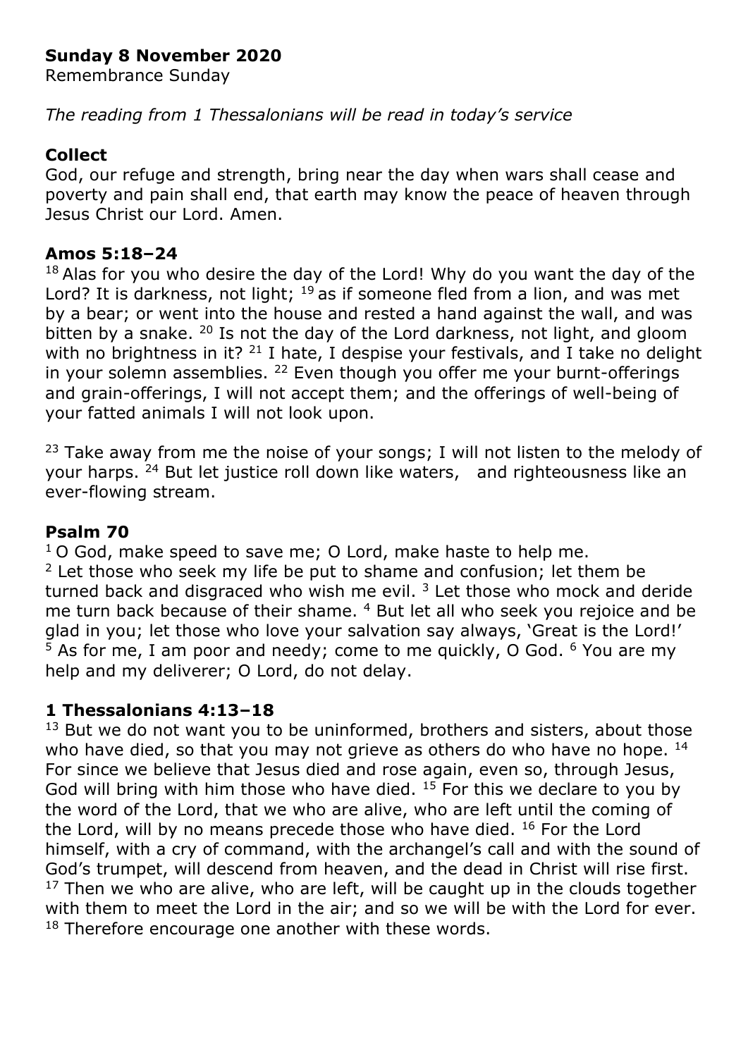**Sunday 8 November 2020**
Remembrance Sunday

*The reading from 1 Thessalonians will be read in today's service*

## Collect

God, our refuge and strength, bring near the day when wars shall cease and poverty and pain shall end, that earth may know the peace of heaven through Jesus Christ our Lord. Amen.

## Amos 5:18–24

[18] Alas for you who desire the day of the Lord! Why do you want the day of the Lord? It is darkness, not light; [19] as if someone fled from a lion, and was met by a bear; or went into the house and rested a hand against the wall, and was bitten by a snake. [20] Is not the day of the Lord darkness, not light, and gloom with no brightness in it? [21] I hate, I despise your festivals, and I take no delight in your solemn assemblies. [22] Even though you offer me your burnt-offerings and grain-offerings, I will not accept them; and the offerings of well-being of your fatted animals I will not look upon.

[23] Take away from me the noise of your songs; I will not listen to the melody of your harps. [24] But let justice roll down like waters, and righteousness like an ever-flowing stream.

## Psalm 70

[1] O God, make speed to save me; O Lord, make haste to help me. [2] Let those who seek my life be put to shame and confusion; let them be turned back and disgraced who wish me evil. [3] Let those who mock and deride me turn back because of their shame. [4] But let all who seek you rejoice and be glad in you; let those who love your salvation say always, 'Great is the Lord!' [5] As for me, I am poor and needy; come to me quickly, O God. [6] You are my help and my deliverer; O Lord, do not delay.

## 1 Thessalonians 4:13–18

[13] But we do not want you to be uninformed, brothers and sisters, about those who have died, so that you may not grieve as others do who have no hope. [14] For since we believe that Jesus died and rose again, even so, through Jesus, God will bring with him those who have died. [15] For this we declare to you by the word of the Lord, that we who are alive, who are left until the coming of the Lord, will by no means precede those who have died. [16] For the Lord himself, with a cry of command, with the archangel's call and with the sound of God's trumpet, will descend from heaven, and the dead in Christ will rise first. [17] Then we who are alive, who are left, will be caught up in the clouds together with them to meet the Lord in the air; and so we will be with the Lord for ever. [18] Therefore encourage one another with these words.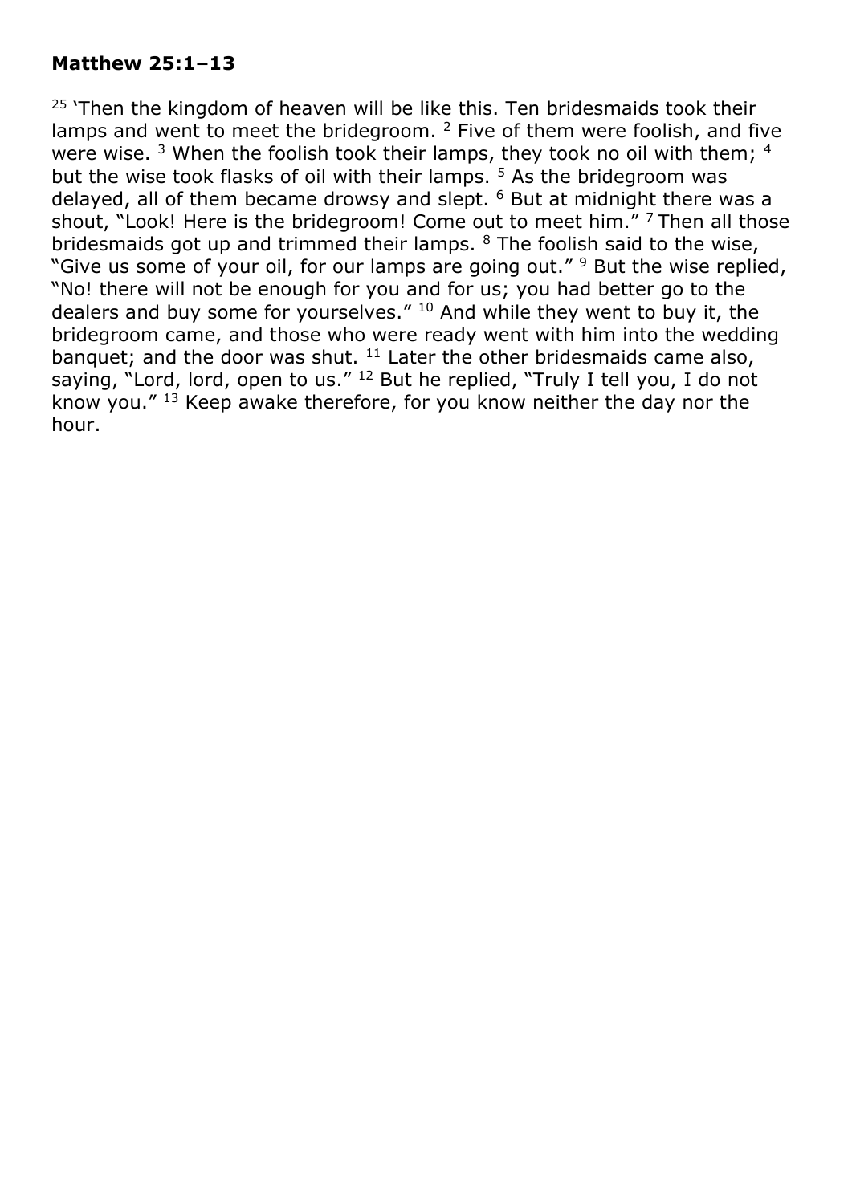**Matthew 25:1–13**

[25] 'Then the kingdom of heaven will be like this. Ten bridesmaids took their lamps and went to meet the bridegroom. [2] Five of them were foolish, and five were wise. [3] When the foolish took their lamps, they took no oil with them; [4] but the wise took flasks of oil with their lamps. [5] As the bridegroom was delayed, all of them became drowsy and slept. [6] But at midnight there was a shout, "Look! Here is the bridegroom! Come out to meet him." [7] Then all those bridesmaids got up and trimmed their lamps. [8] The foolish said to the wise, "Give us some of your oil, for our lamps are going out." [9] But the wise replied, "No! there will not be enough for you and for us; you had better go to the dealers and buy some for yourselves." [10] And while they went to buy it, the bridegroom came, and those who were ready went with him into the wedding banquet; and the door was shut. [11] Later the other bridesmaids came also, saying, "Lord, lord, open to us." [12] But he replied, "Truly I tell you, I do not know you." [13] Keep awake therefore, for you know neither the day nor the hour.